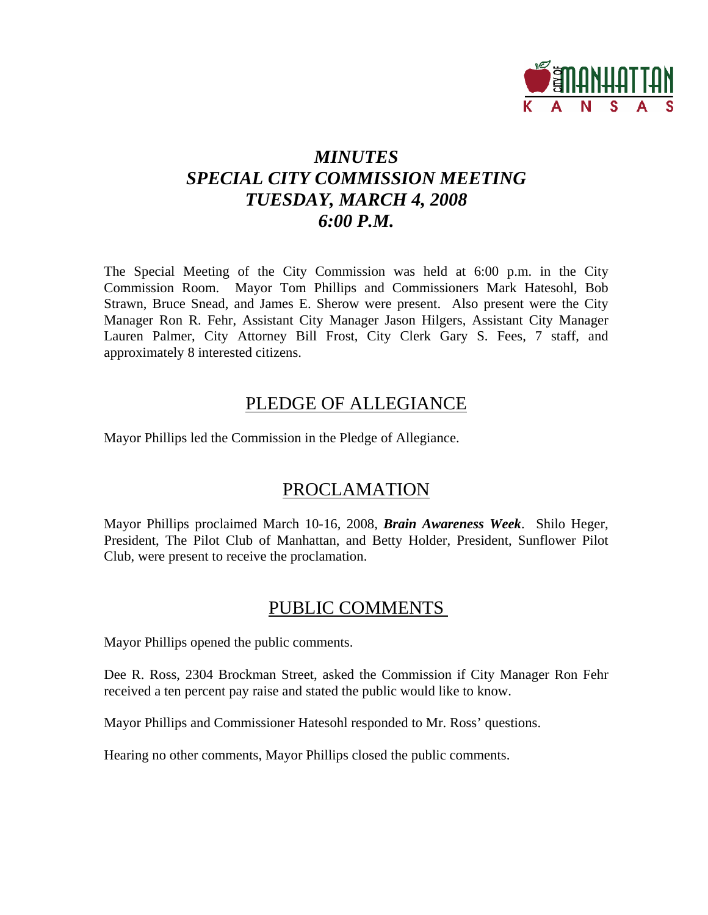# *MINUTES*
# *SPECIAL CITY COMMISSION MEETING*
# *TUESDAY, MARCH 4, 2008*
# *6:00 P.M.*

The Special Meeting of the City Commission was held at 6:00 p.m. in the City Commission Room. Mayor Tom Phillips and Commissioners Mark Hatesohl, Bob Strawn, Bruce Snead, and James E. Sherow were present. Also present were the City Manager Ron R. Fehr, Assistant City Manager Jason Hilgers, Assistant City Manager Lauren Palmer, City Attorney Bill Frost, City Clerk Gary S. Fees, 7 staff, and approximately 8 interested citizens.

## PLEDGE OF ALLEGIANCE

Mayor Phillips led the Commission in the Pledge of Allegiance.

## PROCLAMATION

Mayor Phillips proclaimed March 10-16, 2008, ***Brain Awareness Week***. Shilo Heger, President, The Pilot Club of Manhattan, and Betty Holder, President, Sunflower Pilot Club, were present to receive the proclamation.

## PUBLIC COMMENTS

Mayor Phillips opened the public comments.

Dee R. Ross, 2304 Brockman Street, asked the Commission if City Manager Ron Fehr received a ten percent pay raise and stated the public would like to know.

Mayor Phillips and Commissioner Hatesohl responded to Mr. Ross' questions.

Hearing no other comments, Mayor Phillips closed the public comments.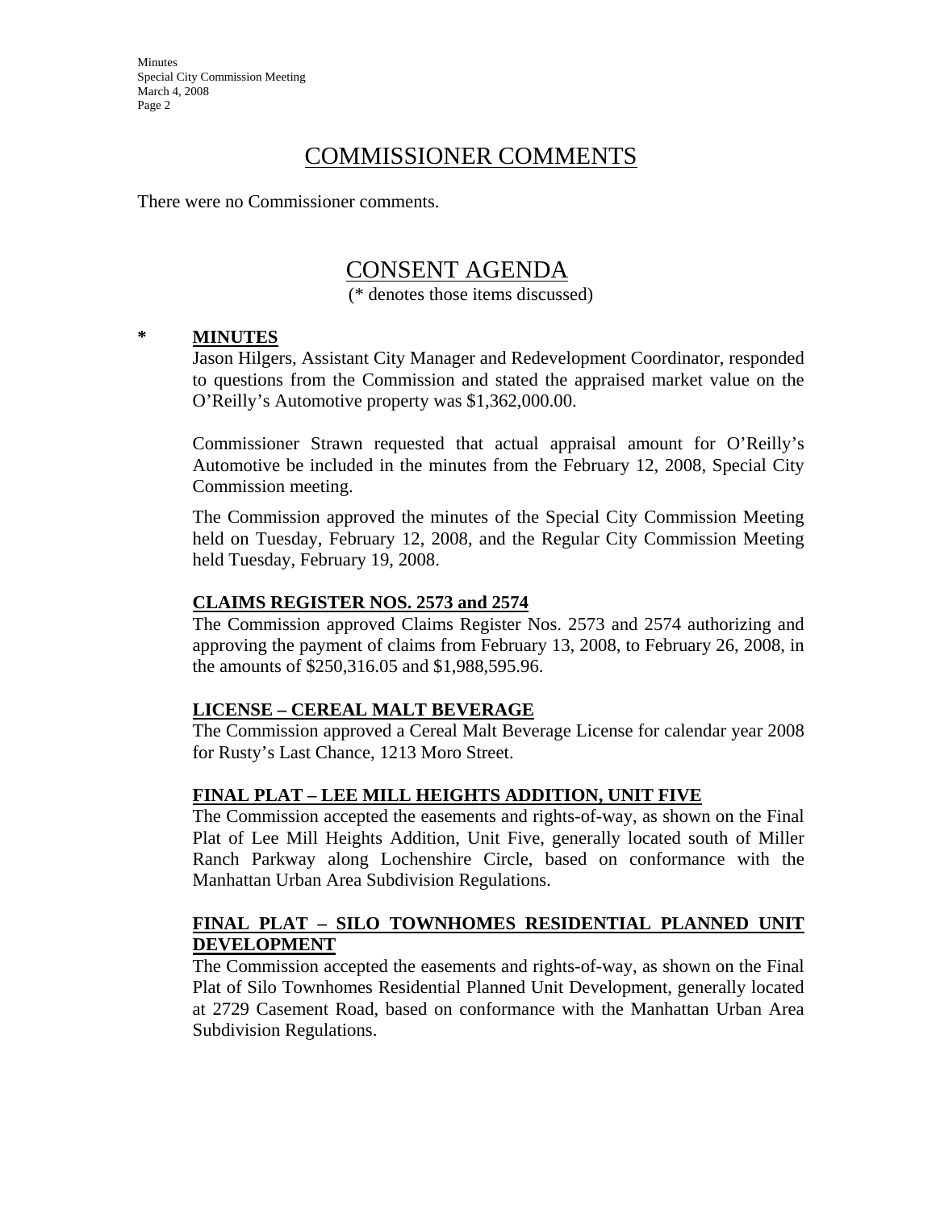## COMMISSIONER COMMENTS

There were no Commissioner comments.

## CONSENT AGENDA

(* denotes those items discussed)

\* **MINUTES**

Jason Hilgers, Assistant City Manager and Redevelopment Coordinator, responded to questions from the Commission and stated the appraised market value on the O'Reilly's Automotive property was $1,362,000.00.

Commissioner Strawn requested that actual appraisal amount for O'Reilly's Automotive be included in the minutes from the February 12, 2008, Special City Commission meeting.

The Commission approved the minutes of the Special City Commission Meeting held on Tuesday, February 12, 2008, and the Regular City Commission Meeting held Tuesday, February 19, 2008.

**CLAIMS REGISTER NOS. 2573 and 2574**

The Commission approved Claims Register Nos. 2573 and 2574 authorizing and approving the payment of claims from February 13, 2008, to February 26, 2008, in the amounts of $250,316.05 and $1,988,595.96.

**LICENSE – CEREAL MALT BEVERAGE**

The Commission approved a Cereal Malt Beverage License for calendar year 2008 for Rusty's Last Chance, 1213 Moro Street.

**FINAL PLAT – LEE MILL HEIGHTS ADDITION, UNIT FIVE**

The Commission accepted the easements and rights-of-way, as shown on the Final Plat of Lee Mill Heights Addition, Unit Five, generally located south of Miller Ranch Parkway along Lochenshire Circle, based on conformance with the Manhattan Urban Area Subdivision Regulations.

**FINAL PLAT – SILO TOWNHOMES RESIDENTIAL PLANNED UNIT DEVELOPMENT**

The Commission accepted the easements and rights-of-way, as shown on the Final Plat of Silo Townhomes Residential Planned Unit Development, generally located at 2729 Casement Road, based on conformance with the Manhattan Urban Area Subdivision Regulations.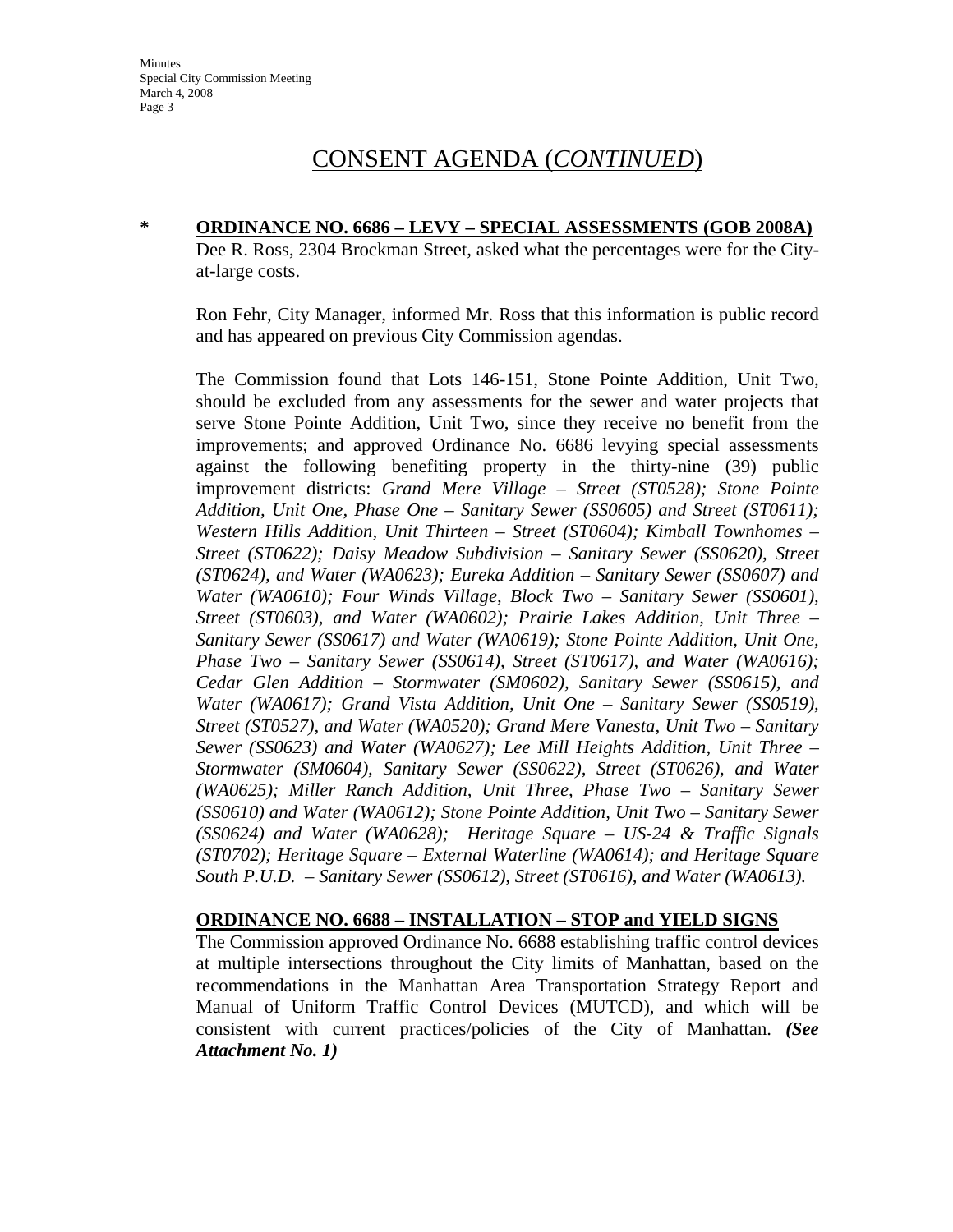# CONSENT AGENDA (*CONTINUED*)

\* **ORDINANCE NO. 6686 – LEVY – SPECIAL ASSESSMENTS (GOB 2008A)**

Dee R. Ross, 2304 Brockman Street, asked what the percentages were for the City-at-large costs.

Ron Fehr, City Manager, informed Mr. Ross that this information is public record and has appeared on previous City Commission agendas.

The Commission found that Lots 146-151, Stone Pointe Addition, Unit Two, should be excluded from any assessments for the sewer and water projects that serve Stone Pointe Addition, Unit Two, since they receive no benefit from the improvements; and approved Ordinance No. 6686 levying special assessments against the following benefiting property in the thirty-nine (39) public improvement districts: *Grand Mere Village – Street (ST0528); Stone Pointe Addition, Unit One, Phase One – Sanitary Sewer (SS0605) and Street (ST0611); Western Hills Addition, Unit Thirteen – Street (ST0604); Kimball Townhomes – Street (ST0622); Daisy Meadow Subdivision – Sanitary Sewer (SS0620), Street (ST0624), and Water (WA0623); Eureka Addition – Sanitary Sewer (SS0607) and Water (WA0610); Four Winds Village, Block Two – Sanitary Sewer (SS0601), Street (ST0603), and Water (WA0602); Prairie Lakes Addition, Unit Three – Sanitary Sewer (SS0617) and Water (WA0619); Stone Pointe Addition, Unit One, Phase Two – Sanitary Sewer (SS0614), Street (ST0617), and Water (WA0616); Cedar Glen Addition – Stormwater (SM0602), Sanitary Sewer (SS0615), and Water (WA0617); Grand Vista Addition, Unit One – Sanitary Sewer (SS0519), Street (ST0527), and Water (WA0520); Grand Mere Vanesta, Unit Two – Sanitary Sewer (SS0623) and Water (WA0627); Lee Mill Heights Addition, Unit Three – Stormwater (SM0604), Sanitary Sewer (SS0622), Street (ST0626), and Water (WA0625); Miller Ranch Addition, Unit Three, Phase Two – Sanitary Sewer (SS0610) and Water (WA0612); Stone Pointe Addition, Unit Two – Sanitary Sewer (SS0624) and Water (WA0628); Heritage Square – US-24 & Traffic Signals (ST0702); Heritage Square – External Waterline (WA0614); and Heritage Square South P.U.D. – Sanitary Sewer (SS0612), Street (ST0616), and Water (WA0613).*

**ORDINANCE NO. 6688 – INSTALLATION – STOP and YIELD SIGNS**

The Commission approved Ordinance No. 6688 establishing traffic control devices at multiple intersections throughout the City limits of Manhattan, based on the recommendations in the Manhattan Area Transportation Strategy Report and Manual of Uniform Traffic Control Devices (MUTCD), and which will be consistent with current practices/policies of the City of Manhattan. ***(See Attachment No. 1)***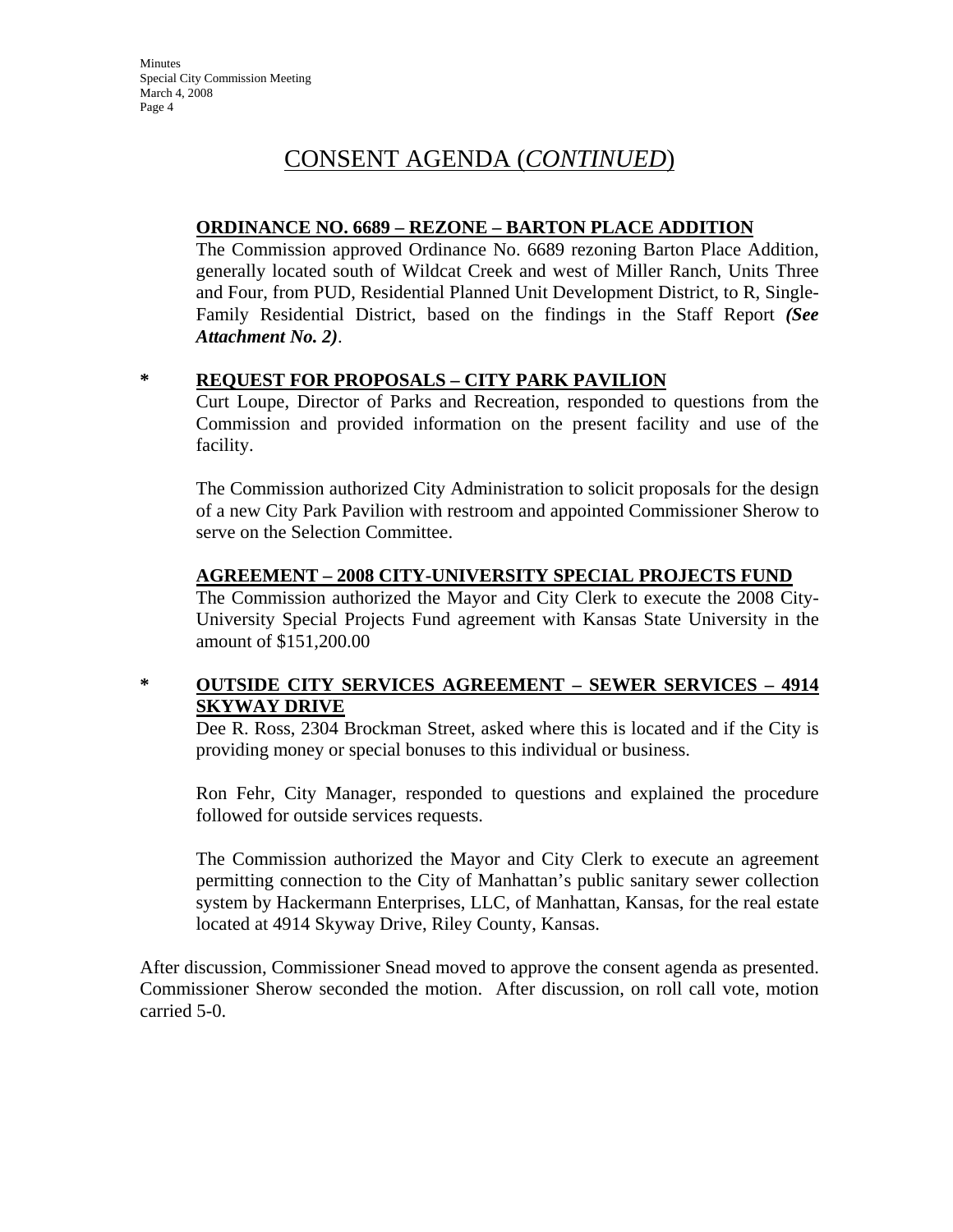# CONSENT AGENDA (*CONTINUED*)

**ORDINANCE NO. 6689 – REZONE – BARTON PLACE ADDITION**

The Commission approved Ordinance No. 6689 rezoning Barton Place Addition, generally located south of Wildcat Creek and west of Miller Ranch, Units Three and Four, from PUD, Residential Planned Unit Development District, to R, Single-Family Residential District, based on the findings in the Staff Report ***(See Attachment No. 2)***.

\* **REQUEST FOR PROPOSALS – CITY PARK PAVILION**

Curt Loupe, Director of Parks and Recreation, responded to questions from the Commission and provided information on the present facility and use of the facility.

The Commission authorized City Administration to solicit proposals for the design of a new City Park Pavilion with restroom and appointed Commissioner Sherow to serve on the Selection Committee.

**AGREEMENT – 2008 CITY-UNIVERSITY SPECIAL PROJECTS FUND**

The Commission authorized the Mayor and City Clerk to execute the 2008 City-University Special Projects Fund agreement with Kansas State University in the amount of $151,200.00

\* **OUTSIDE CITY SERVICES AGREEMENT – SEWER SERVICES – 4914 SKYWAY DRIVE**

Dee R. Ross, 2304 Brockman Street, asked where this is located and if the City is providing money or special bonuses to this individual or business.

Ron Fehr, City Manager, responded to questions and explained the procedure followed for outside services requests.

The Commission authorized the Mayor and City Clerk to execute an agreement permitting connection to the City of Manhattan's public sanitary sewer collection system by Hackermann Enterprises, LLC, of Manhattan, Kansas, for the real estate located at 4914 Skyway Drive, Riley County, Kansas.

After discussion, Commissioner Snead moved to approve the consent agenda as presented. Commissioner Sherow seconded the motion. After discussion, on roll call vote, motion carried 5-0.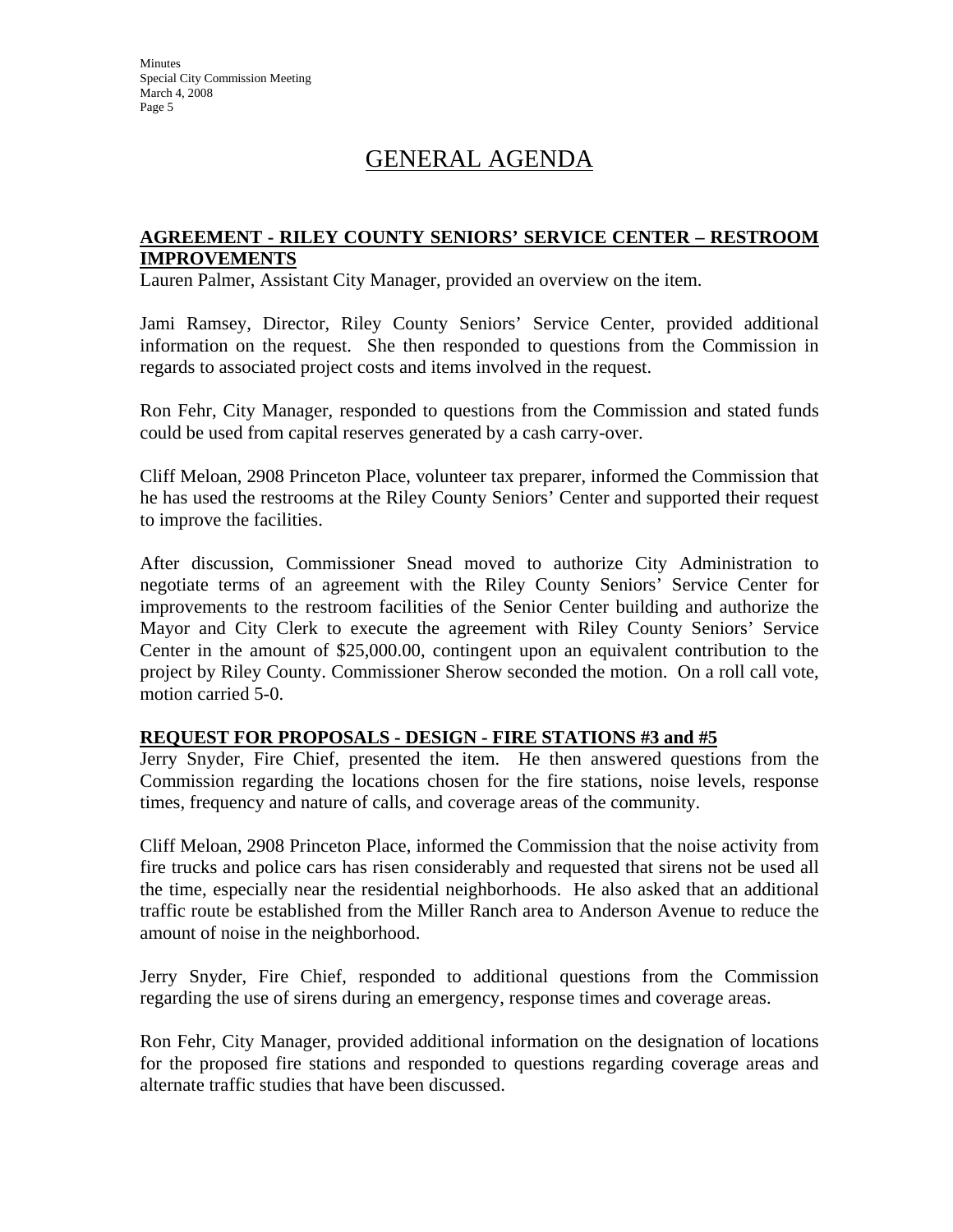# GENERAL AGENDA

**AGREEMENT - RILEY COUNTY SENIORS' SERVICE CENTER – RESTROOM IMPROVEMENTS**

Lauren Palmer, Assistant City Manager, provided an overview on the item.

Jami Ramsey, Director, Riley County Seniors' Service Center, provided additional information on the request. She then responded to questions from the Commission in regards to associated project costs and items involved in the request.

Ron Fehr, City Manager, responded to questions from the Commission and stated funds could be used from capital reserves generated by a cash carry-over.

Cliff Meloan, 2908 Princeton Place, volunteer tax preparer, informed the Commission that he has used the restrooms at the Riley County Seniors' Center and supported their request to improve the facilities.

After discussion, Commissioner Snead moved to authorize City Administration to negotiate terms of an agreement with the Riley County Seniors' Service Center for improvements to the restroom facilities of the Senior Center building and authorize the Mayor and City Clerk to execute the agreement with Riley County Seniors' Service Center in the amount of $25,000.00, contingent upon an equivalent contribution to the project by Riley County. Commissioner Sherow seconded the motion. On a roll call vote, motion carried 5-0.

**REQUEST FOR PROPOSALS - DESIGN - FIRE STATIONS #3 and #5**

Jerry Snyder, Fire Chief, presented the item. He then answered questions from the Commission regarding the locations chosen for the fire stations, noise levels, response times, frequency and nature of calls, and coverage areas of the community.

Cliff Meloan, 2908 Princeton Place, informed the Commission that the noise activity from fire trucks and police cars has risen considerably and requested that sirens not be used all the time, especially near the residential neighborhoods. He also asked that an additional traffic route be established from the Miller Ranch area to Anderson Avenue to reduce the amount of noise in the neighborhood.

Jerry Snyder, Fire Chief, responded to additional questions from the Commission regarding the use of sirens during an emergency, response times and coverage areas.

Ron Fehr, City Manager, provided additional information on the designation of locations for the proposed fire stations and responded to questions regarding coverage areas and alternate traffic studies that have been discussed.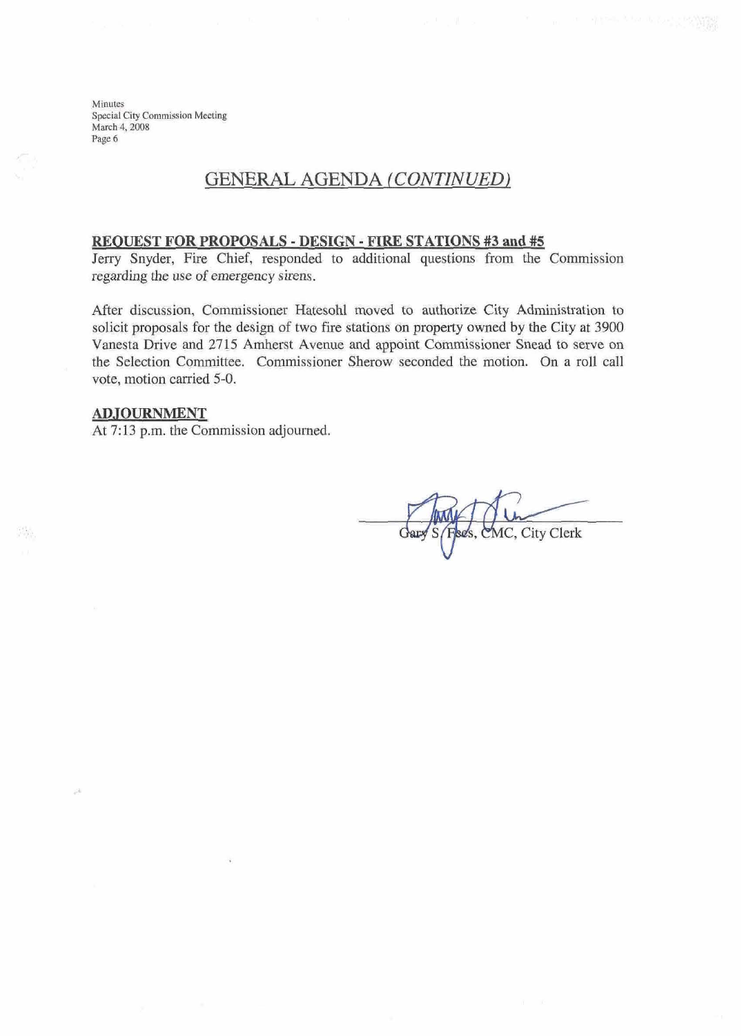## GENERAL AGENDA *(CONTINUED)*

**REQUEST FOR PROPOSALS - DESIGN - FIRE STATIONS #3 and #5**

Jerry Snyder, Fire Chief, responded to additional questions from the Commission regarding the use of emergency sirens.

After discussion, Commissioner Hatesohl moved to authorize City Administration to solicit proposals for the design of two fire stations on property owned by the City at 3900 Vanesta Drive and 2715 Amherst Avenue and appoint Commissioner Snead to serve on the Selection Committee. Commissioner Sherow seconded the motion. On a roll call vote, motion carried 5-0.

**ADJOURNMENT**

At 7:13 p.m. the Commission adjourned.

Gary S. Fees, CMC, City Clerk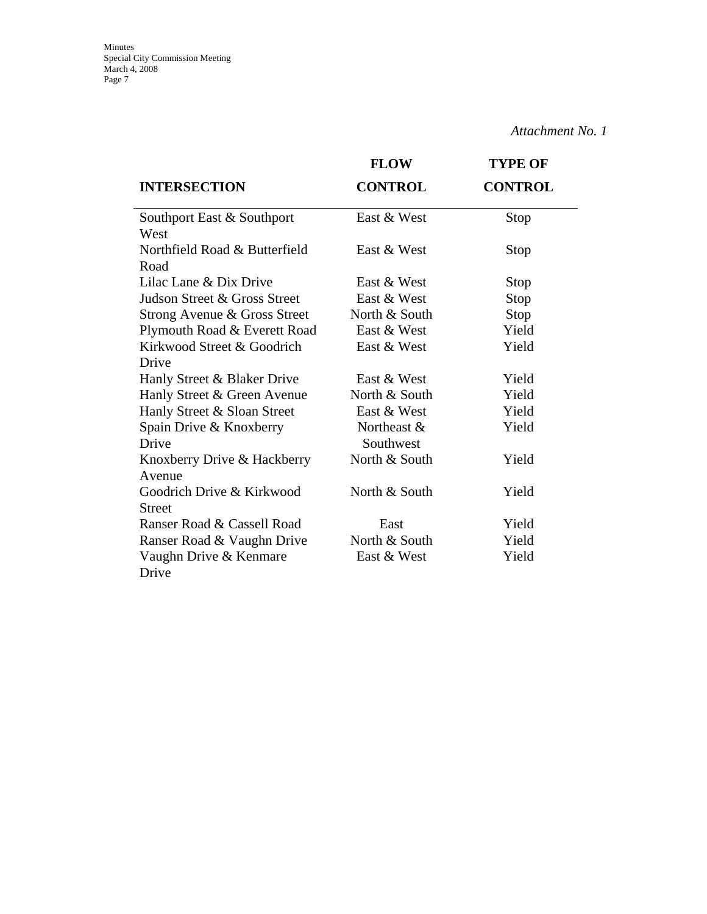*Attachment No. 1*

| INTERSECTION | FLOW CONTROL | TYPE OF CONTROL |
|---|---|---|
| Southport East & Southport West | East & West | Stop |
| Northfield Road & Butterfield Road | East & West | Stop |
| Lilac Lane & Dix Drive | East & West | Stop |
| Judson Street & Gross Street | East & West | Stop |
| Strong Avenue & Gross Street | North & South | Stop |
| Plymouth Road & Everett Road | East & West | Yield |
| Kirkwood Street & Goodrich Drive | East & West | Yield |
| Hanly Street & Blaker Drive | East & West | Yield |
| Hanly Street & Green Avenue | North & South | Yield |
| Hanly Street & Sloan Street | East & West | Yield |
| Spain Drive & Knoxberry Drive | Northeast & Southwest | Yield |
| Knoxberry Drive & Hackberry Avenue | North & South | Yield |
| Goodrich Drive & Kirkwood Street | North & South | Yield |
| Ranser Road & Cassell Road | East | Yield |
| Ranser Road & Vaughn Drive | North & South | Yield |
| Vaughn Drive & Kenmare Drive | East & West | Yield |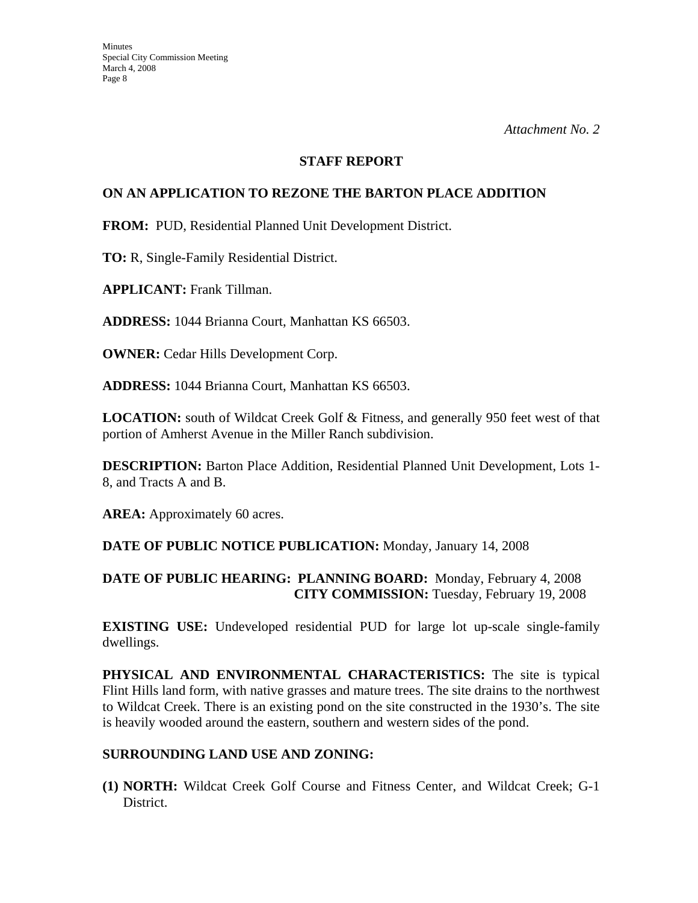*Attachment No. 2*

## STAFF REPORT

## ON AN APPLICATION TO REZONE THE BARTON PLACE ADDITION

**FROM:** PUD, Residential Planned Unit Development District.

**TO:** R, Single-Family Residential District.

**APPLICANT:** Frank Tillman.

**ADDRESS:** 1044 Brianna Court, Manhattan KS 66503.

**OWNER:** Cedar Hills Development Corp.

**ADDRESS:** 1044 Brianna Court, Manhattan KS 66503.

**LOCATION:** south of Wildcat Creek Golf & Fitness, and generally 950 feet west of that portion of Amherst Avenue in the Miller Ranch subdivision.

**DESCRIPTION:** Barton Place Addition, Residential Planned Unit Development, Lots 1-8, and Tracts A and B.

**AREA:** Approximately 60 acres.

**DATE OF PUBLIC NOTICE PUBLICATION:** Monday, January 14, 2008

**DATE OF PUBLIC HEARING: PLANNING BOARD:** Monday, February 4, 2008
**CITY COMMISSION:** Tuesday, February 19, 2008

**EXISTING USE:** Undeveloped residential PUD for large lot up-scale single-family dwellings.

**PHYSICAL AND ENVIRONMENTAL CHARACTERISTICS:** The site is typical Flint Hills land form, with native grasses and mature trees. The site drains to the northwest to Wildcat Creek. There is an existing pond on the site constructed in the 1930's. The site is heavily wooded around the eastern, southern and western sides of the pond.

**SURROUNDING LAND USE AND ZONING:**

**(1) NORTH:** Wildcat Creek Golf Course and Fitness Center, and Wildcat Creek; G-1 District.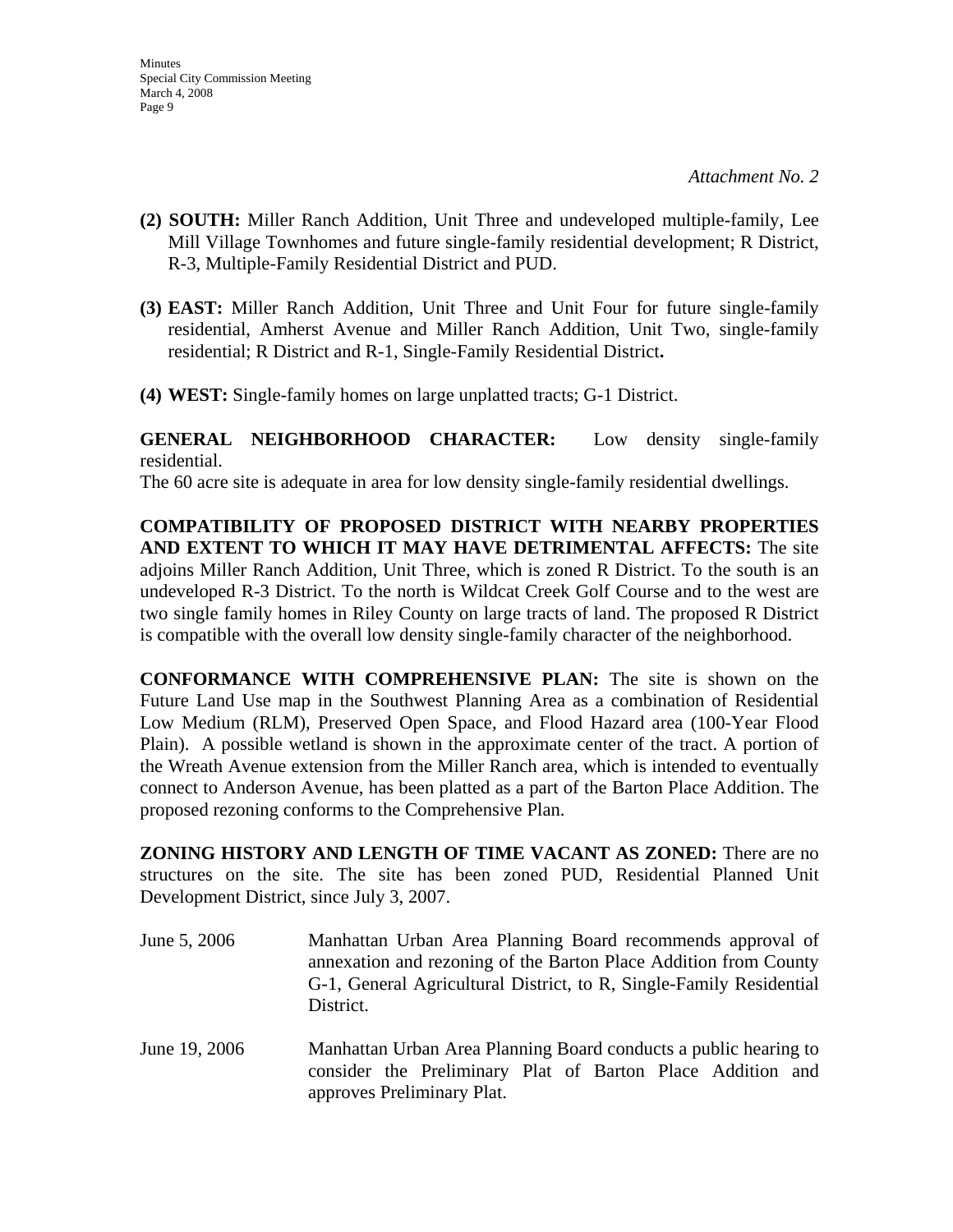*Attachment No. 2*

**(2) SOUTH:** Miller Ranch Addition, Unit Three and undeveloped multiple-family, Lee Mill Village Townhomes and future single-family residential development; R District, R-3, Multiple-Family Residential District and PUD.

**(3) EAST:** Miller Ranch Addition, Unit Three and Unit Four for future single-family residential, Amherst Avenue and Miller Ranch Addition, Unit Two, single-family residential; R District and R-1, Single-Family Residential District**.**

**(4) WEST:** Single-family homes on large unplatted tracts; G-1 District.

**GENERAL NEIGHBORHOOD CHARACTER:** Low density single-family residential.
The 60 acre site is adequate in area for low density single-family residential dwellings.

**COMPATIBILITY OF PROPOSED DISTRICT WITH NEARBY PROPERTIES AND EXTENT TO WHICH IT MAY HAVE DETRIMENTAL AFFECTS:** The site adjoins Miller Ranch Addition, Unit Three, which is zoned R District. To the south is an undeveloped R-3 District. To the north is Wildcat Creek Golf Course and to the west are two single family homes in Riley County on large tracts of land. The proposed R District is compatible with the overall low density single-family character of the neighborhood.

**CONFORMANCE WITH COMPREHENSIVE PLAN:** The site is shown on the Future Land Use map in the Southwest Planning Area as a combination of Residential Low Medium (RLM), Preserved Open Space, and Flood Hazard area (100-Year Flood Plain). A possible wetland is shown in the approximate center of the tract. A portion of the Wreath Avenue extension from the Miller Ranch area, which is intended to eventually connect to Anderson Avenue, has been platted as a part of the Barton Place Addition. The proposed rezoning conforms to the Comprehensive Plan.

**ZONING HISTORY AND LENGTH OF TIME VACANT AS ZONED:** There are no structures on the site. The site has been zoned PUD, Residential Planned Unit Development District, since July 3, 2007.

June 5, 2006 — Manhattan Urban Area Planning Board recommends approval of annexation and rezoning of the Barton Place Addition from County G-1, General Agricultural District, to R, Single-Family Residential District.

June 19, 2006 — Manhattan Urban Area Planning Board conducts a public hearing to consider the Preliminary Plat of Barton Place Addition and approves Preliminary Plat.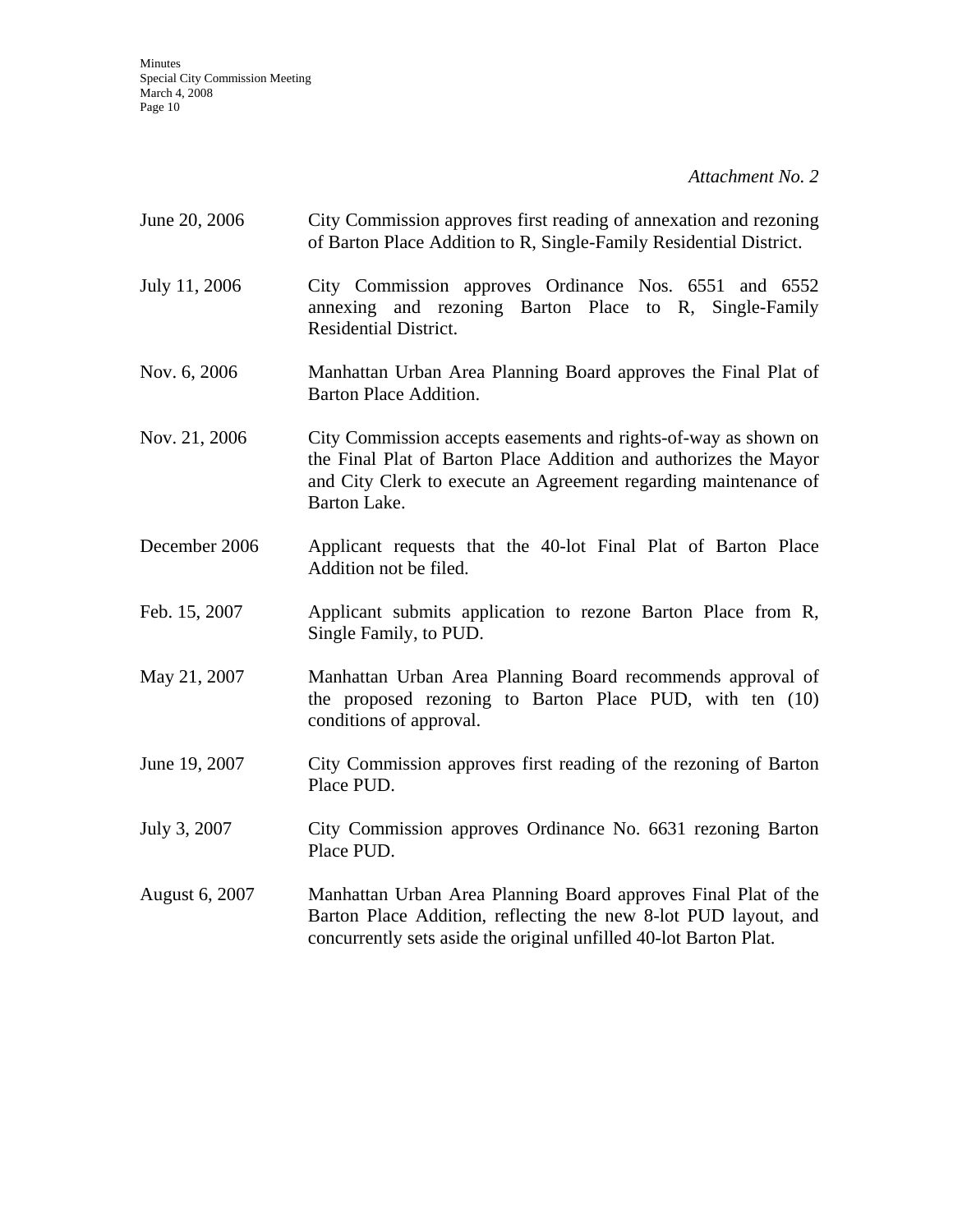*Attachment No. 2*

| | |
|---|---|
| June 20, 2006 | City Commission approves first reading of annexation and rezoning of Barton Place Addition to R, Single-Family Residential District. |
| July 11, 2006 | City Commission approves Ordinance Nos. 6551 and 6552 annexing and rezoning Barton Place to R, Single-Family Residential District. |
| Nov. 6, 2006 | Manhattan Urban Area Planning Board approves the Final Plat of Barton Place Addition. |
| Nov. 21, 2006 | City Commission accepts easements and rights-of-way as shown on the Final Plat of Barton Place Addition and authorizes the Mayor and City Clerk to execute an Agreement regarding maintenance of Barton Lake. |
| December 2006 | Applicant requests that the 40-lot Final Plat of Barton Place Addition not be filed. |
| Feb. 15, 2007 | Applicant submits application to rezone Barton Place from R, Single Family, to PUD. |
| May 21, 2007 | Manhattan Urban Area Planning Board recommends approval of the proposed rezoning to Barton Place PUD, with ten (10) conditions of approval. |
| June 19, 2007 | City Commission approves first reading of the rezoning of Barton Place PUD. |
| July 3, 2007 | City Commission approves Ordinance No. 6631 rezoning Barton Place PUD. |
| August 6, 2007 | Manhattan Urban Area Planning Board approves Final Plat of the Barton Place Addition, reflecting the new 8-lot PUD layout, and concurrently sets aside the original unfilled 40-lot Barton Plat. |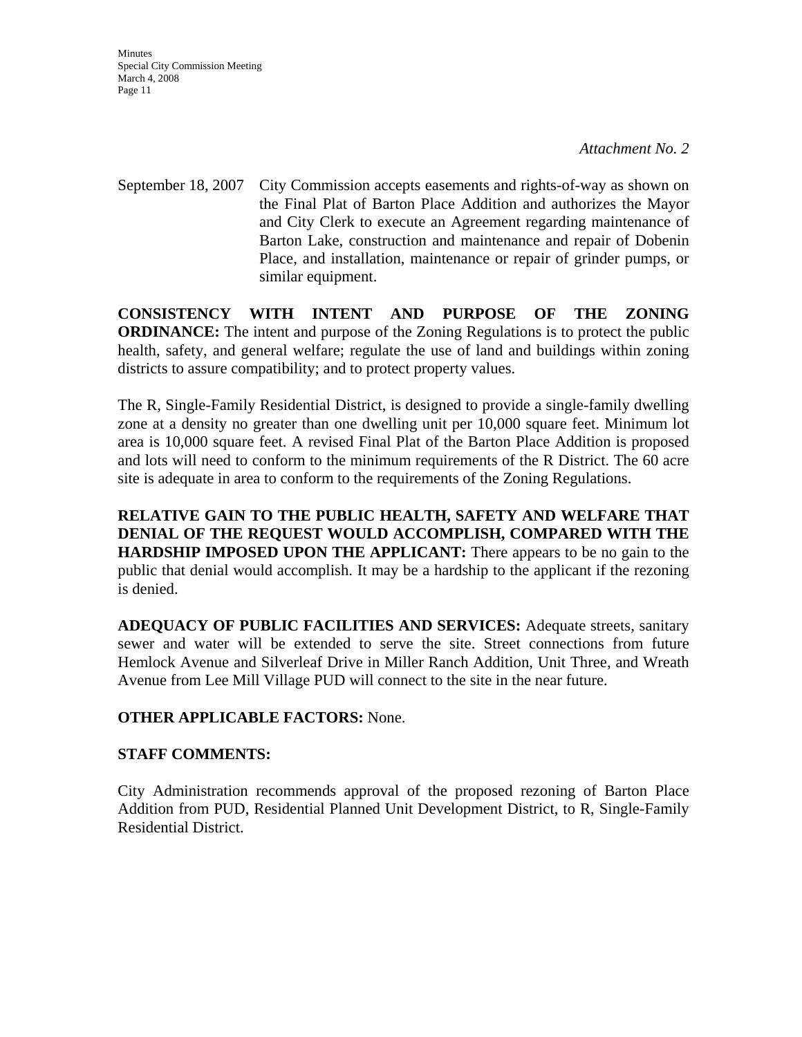*Attachment No. 2*

September 18, 2007 City Commission accepts easements and rights-of-way as shown on the Final Plat of Barton Place Addition and authorizes the Mayor and City Clerk to execute an Agreement regarding maintenance of Barton Lake, construction and maintenance and repair of Dobenin Place, and installation, maintenance or repair of grinder pumps, or similar equipment.

**CONSISTENCY WITH INTENT AND PURPOSE OF THE ZONING ORDINANCE:** The intent and purpose of the Zoning Regulations is to protect the public health, safety, and general welfare; regulate the use of land and buildings within zoning districts to assure compatibility; and to protect property values.

The R, Single-Family Residential District, is designed to provide a single-family dwelling zone at a density no greater than one dwelling unit per 10,000 square feet. Minimum lot area is 10,000 square feet. A revised Final Plat of the Barton Place Addition is proposed and lots will need to conform to the minimum requirements of the R District. The 60 acre site is adequate in area to conform to the requirements of the Zoning Regulations.

**RELATIVE GAIN TO THE PUBLIC HEALTH, SAFETY AND WELFARE THAT DENIAL OF THE REQUEST WOULD ACCOMPLISH, COMPARED WITH THE HARDSHIP IMPOSED UPON THE APPLICANT:** There appears to be no gain to the public that denial would accomplish. It may be a hardship to the applicant if the rezoning is denied.

**ADEQUACY OF PUBLIC FACILITIES AND SERVICES:** Adequate streets, sanitary sewer and water will be extended to serve the site. Street connections from future Hemlock Avenue and Silverleaf Drive in Miller Ranch Addition, Unit Three, and Wreath Avenue from Lee Mill Village PUD will connect to the site in the near future.

**OTHER APPLICABLE FACTORS:** None.

**STAFF COMMENTS:**

City Administration recommends approval of the proposed rezoning of Barton Place Addition from PUD, Residential Planned Unit Development District, to R, Single-Family Residential District.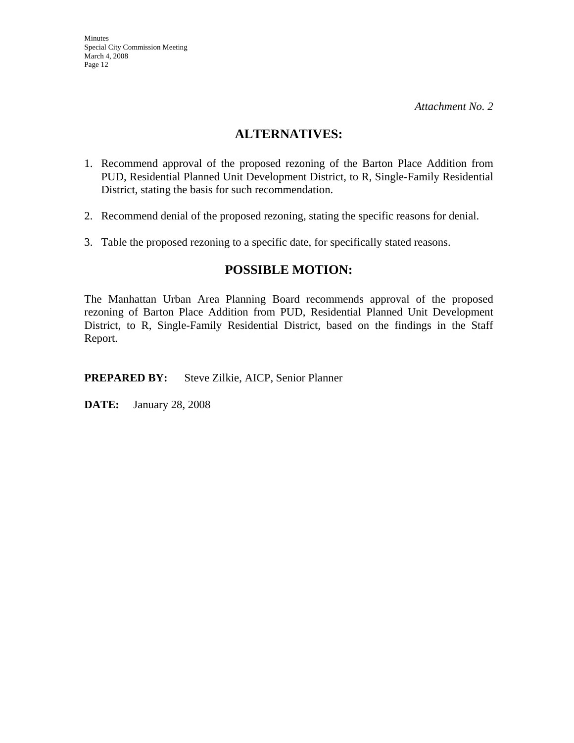*Attachment No. 2*

## ALTERNATIVES:

1. Recommend approval of the proposed rezoning of the Barton Place Addition from PUD, Residential Planned Unit Development District, to R, Single-Family Residential District, stating the basis for such recommendation.

2. Recommend denial of the proposed rezoning, stating the specific reasons for denial.

3. Table the proposed rezoning to a specific date, for specifically stated reasons.

## POSSIBLE MOTION:

The Manhattan Urban Area Planning Board recommends approval of the proposed rezoning of Barton Place Addition from PUD, Residential Planned Unit Development District, to R, Single-Family Residential District, based on the findings in the Staff Report.

**PREPARED BY:** Steve Zilkie, AICP, Senior Planner

**DATE:** January 28, 2008